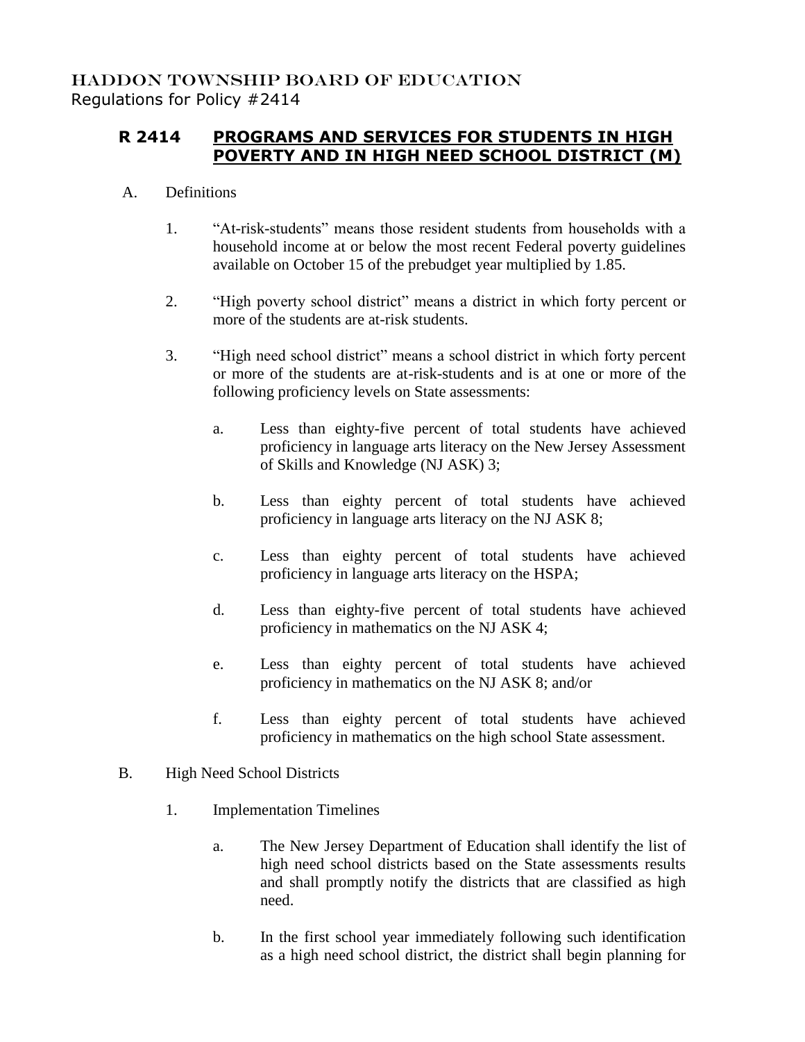HADDON TOWNSHIP BOARD OF EDUCATION
Regulations for Policy #2414

# R 2414 PROGRAMS AND SERVICES FOR STUDENTS IN HIGH POVERTY AND IN HIGH NEED SCHOOL DISTRICT (M)

A. Definitions

1. "At-risk-students" means those resident students from households with a household income at or below the most recent Federal poverty guidelines available on October 15 of the prebudget year multiplied by 1.85.

2. "High poverty school district" means a district in which forty percent or more of the students are at-risk students.

3. "High need school district" means a school district in which forty percent or more of the students are at-risk-students and is at one or more of the following proficiency levels on State assessments:

   a. Less than eighty-five percent of total students have achieved proficiency in language arts literacy on the New Jersey Assessment of Skills and Knowledge (NJ ASK) 3;

   b. Less than eighty percent of total students have achieved proficiency in language arts literacy on the NJ ASK 8;

   c. Less than eighty percent of total students have achieved proficiency in language arts literacy on the HSPA;

   d. Less than eighty-five percent of total students have achieved proficiency in mathematics on the NJ ASK 4;

   e. Less than eighty percent of total students have achieved proficiency in mathematics on the NJ ASK 8; and/or

   f. Less than eighty percent of total students have achieved proficiency in mathematics on the high school State assessment.

B. High Need School Districts

1. Implementation Timelines

   a. The New Jersey Department of Education shall identify the list of high need school districts based on the State assessments results and shall promptly notify the districts that are classified as high need.

   b. In the first school year immediately following such identification as a high need school district, the district shall begin planning for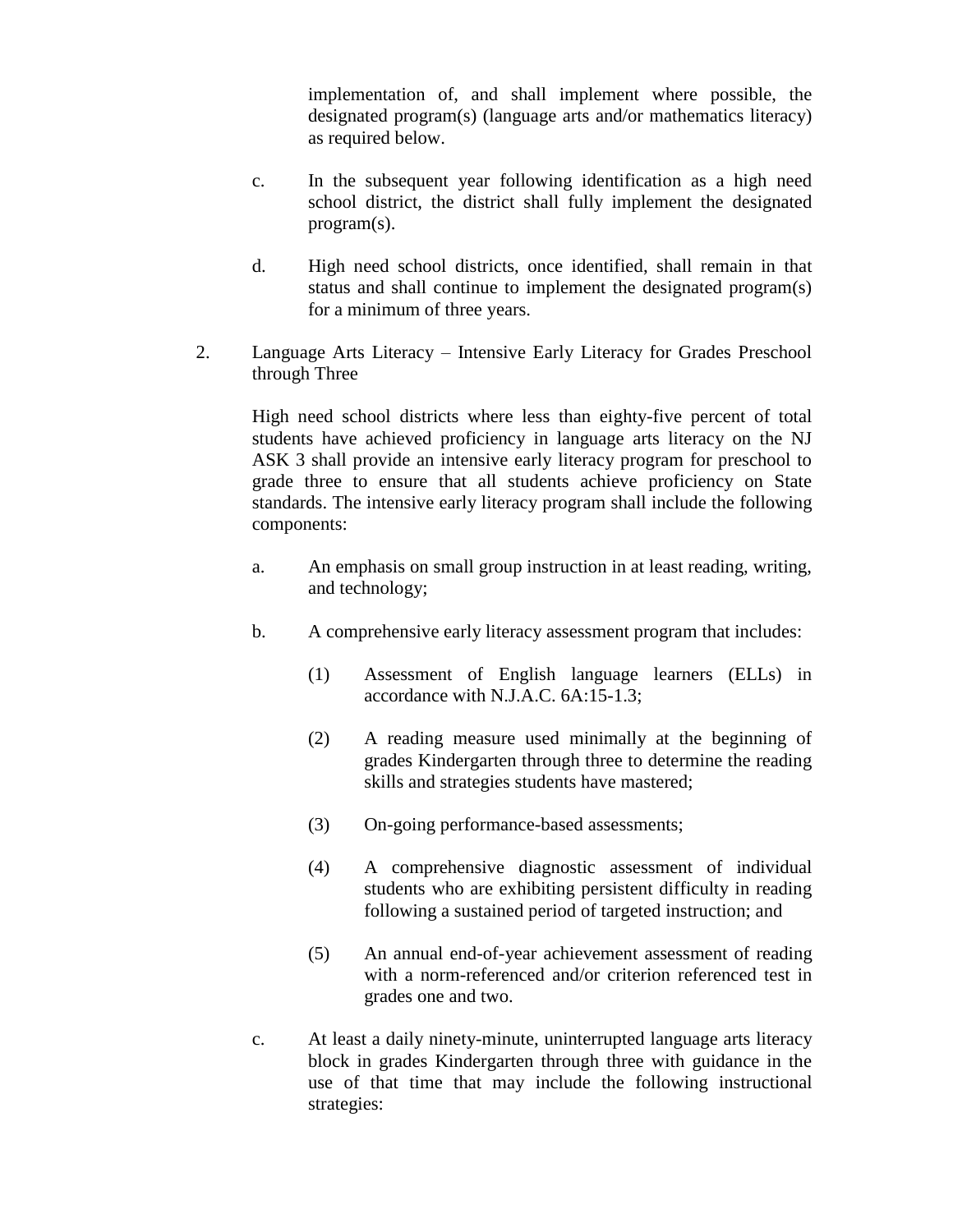implementation of, and shall implement where possible, the designated program(s) (language arts and/or mathematics literacy) as required below.

c. In the subsequent year following identification as a high need school district, the district shall fully implement the designated program(s).

d. High need school districts, once identified, shall remain in that status and shall continue to implement the designated program(s) for a minimum of three years.

2. Language Arts Literacy – Intensive Early Literacy for Grades Preschool through Three

High need school districts where less than eighty-five percent of total students have achieved proficiency in language arts literacy on the NJ ASK 3 shall provide an intensive early literacy program for preschool to grade three to ensure that all students achieve proficiency on State standards. The intensive early literacy program shall include the following components:

a. An emphasis on small group instruction in at least reading, writing, and technology;

b. A comprehensive early literacy assessment program that includes:

(1) Assessment of English language learners (ELLs) in accordance with N.J.A.C. 6A:15-1.3;

(2) A reading measure used minimally at the beginning of grades Kindergarten through three to determine the reading skills and strategies students have mastered;

(3) On-going performance-based assessments;

(4) A comprehensive diagnostic assessment of individual students who are exhibiting persistent difficulty in reading following a sustained period of targeted instruction; and

(5) An annual end-of-year achievement assessment of reading with a norm-referenced and/or criterion referenced test in grades one and two.

c. At least a daily ninety-minute, uninterrupted language arts literacy block in grades Kindergarten through three with guidance in the use of that time that may include the following instructional strategies: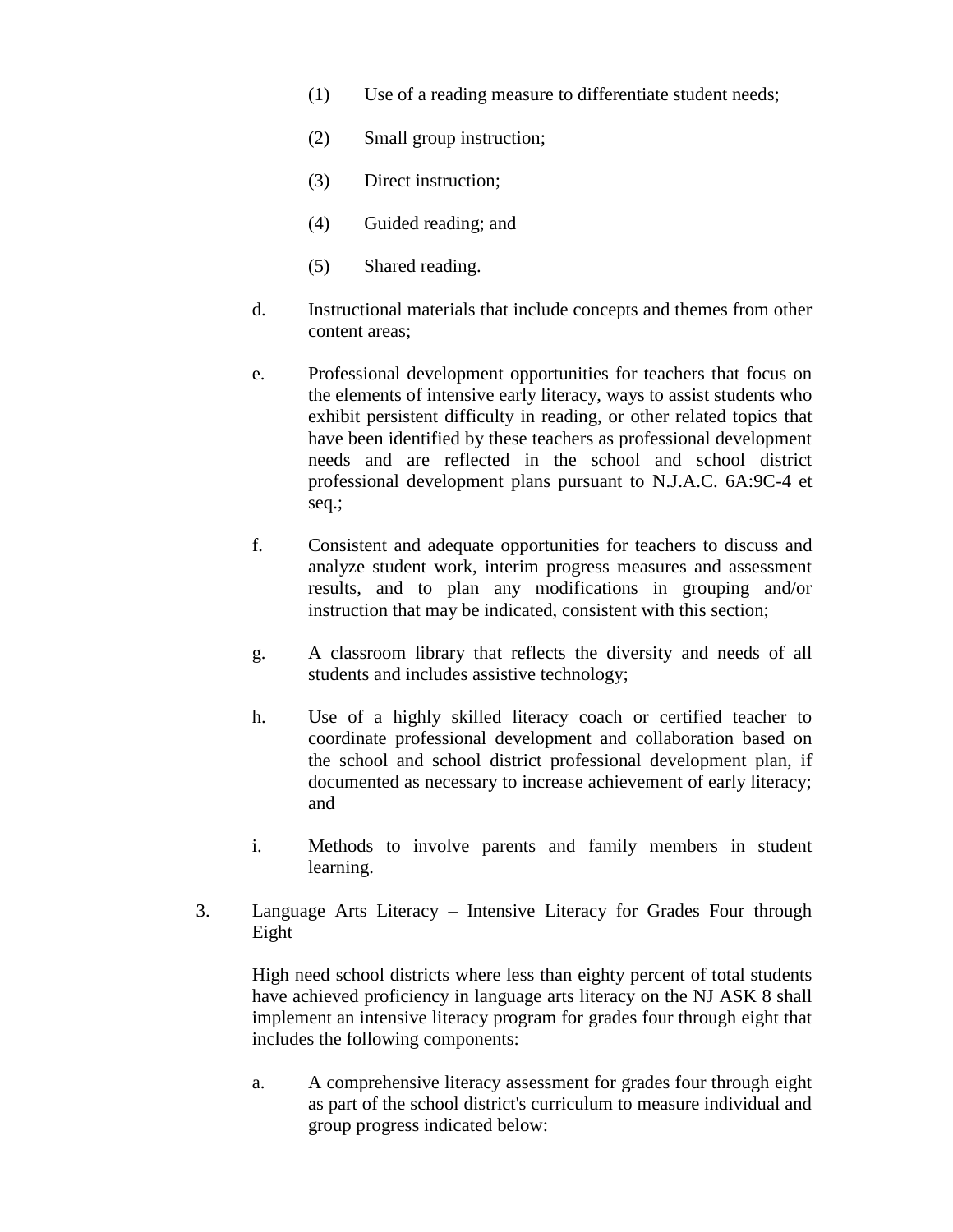(1) Use of a reading measure to differentiate student needs;

(2) Small group instruction;

(3) Direct instruction;

(4) Guided reading; and

(5) Shared reading.

d. Instructional materials that include concepts and themes from other content areas;

e. Professional development opportunities for teachers that focus on the elements of intensive early literacy, ways to assist students who exhibit persistent difficulty in reading, or other related topics that have been identified by these teachers as professional development needs and are reflected in the school and school district professional development plans pursuant to N.J.A.C. 6A:9C-4 et seq.;

f. Consistent and adequate opportunities for teachers to discuss and analyze student work, interim progress measures and assessment results, and to plan any modifications in grouping and/or instruction that may be indicated, consistent with this section;

g. A classroom library that reflects the diversity and needs of all students and includes assistive technology;

h. Use of a highly skilled literacy coach or certified teacher to coordinate professional development and collaboration based on the school and school district professional development plan, if documented as necessary to increase achievement of early literacy; and

i. Methods to involve parents and family members in student learning.

3. Language Arts Literacy – Intensive Literacy for Grades Four through Eight

High need school districts where less than eighty percent of total students have achieved proficiency in language arts literacy on the NJ ASK 8 shall implement an intensive literacy program for grades four through eight that includes the following components:

a. A comprehensive literacy assessment for grades four through eight as part of the school district's curriculum to measure individual and group progress indicated below: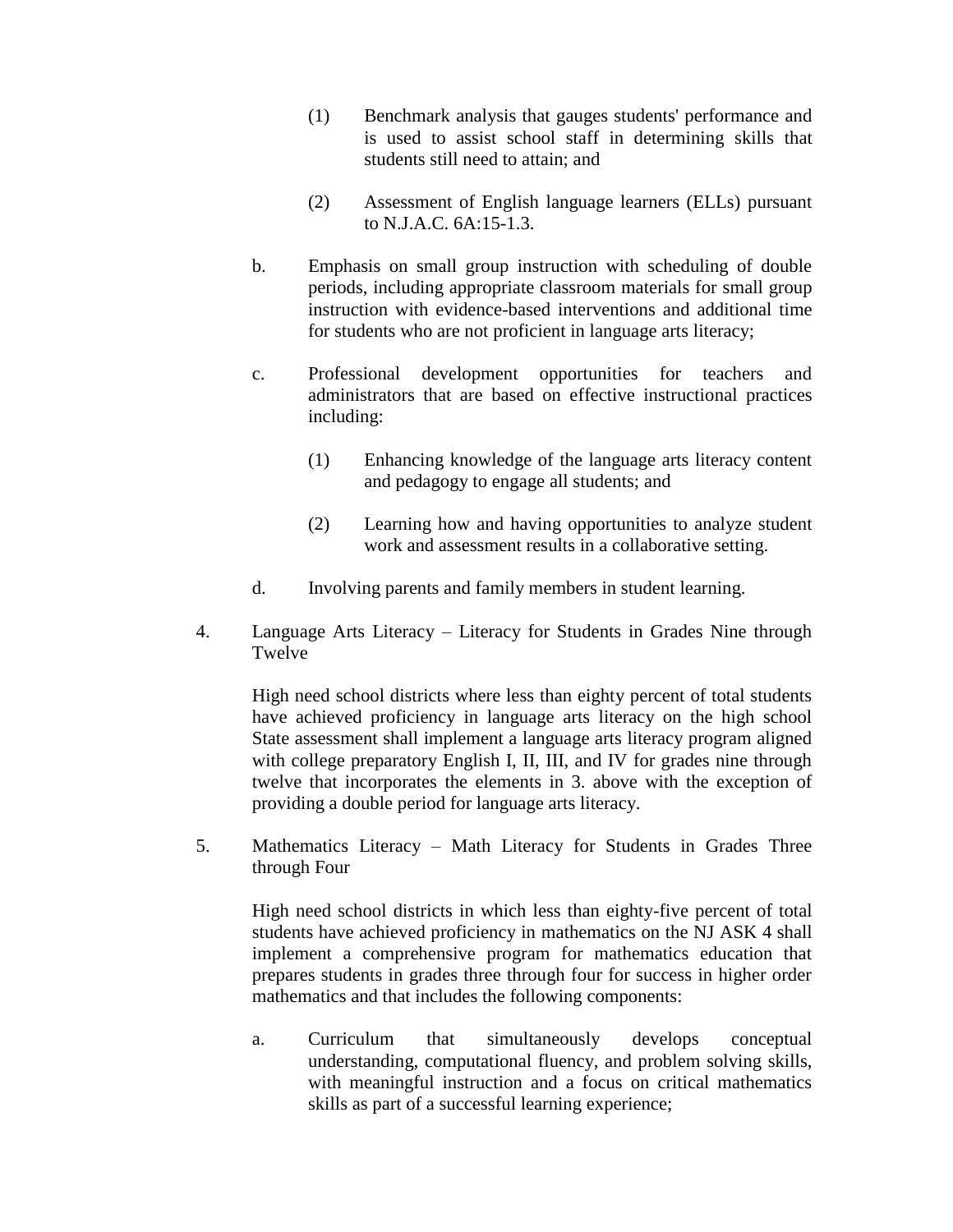(1) Benchmark analysis that gauges students' performance and is used to assist school staff in determining skills that students still need to attain; and

(2) Assessment of English language learners (ELLs) pursuant to N.J.A.C. 6A:15-1.3.

b. Emphasis on small group instruction with scheduling of double periods, including appropriate classroom materials for small group instruction with evidence-based interventions and additional time for students who are not proficient in language arts literacy;

c. Professional development opportunities for teachers and administrators that are based on effective instructional practices including:

(1) Enhancing knowledge of the language arts literacy content and pedagogy to engage all students; and

(2) Learning how and having opportunities to analyze student work and assessment results in a collaborative setting.

d. Involving parents and family members in student learning.

4. Language Arts Literacy – Literacy for Students in Grades Nine through Twelve

High need school districts where less than eighty percent of total students have achieved proficiency in language arts literacy on the high school State assessment shall implement a language arts literacy program aligned with college preparatory English I, II, III, and IV for grades nine through twelve that incorporates the elements in 3. above with the exception of providing a double period for language arts literacy.

5. Mathematics Literacy – Math Literacy for Students in Grades Three through Four

High need school districts in which less than eighty-five percent of total students have achieved proficiency in mathematics on the NJ ASK 4 shall implement a comprehensive program for mathematics education that prepares students in grades three through four for success in higher order mathematics and that includes the following components:

a. Curriculum that simultaneously develops conceptual understanding, computational fluency, and problem solving skills, with meaningful instruction and a focus on critical mathematics skills as part of a successful learning experience;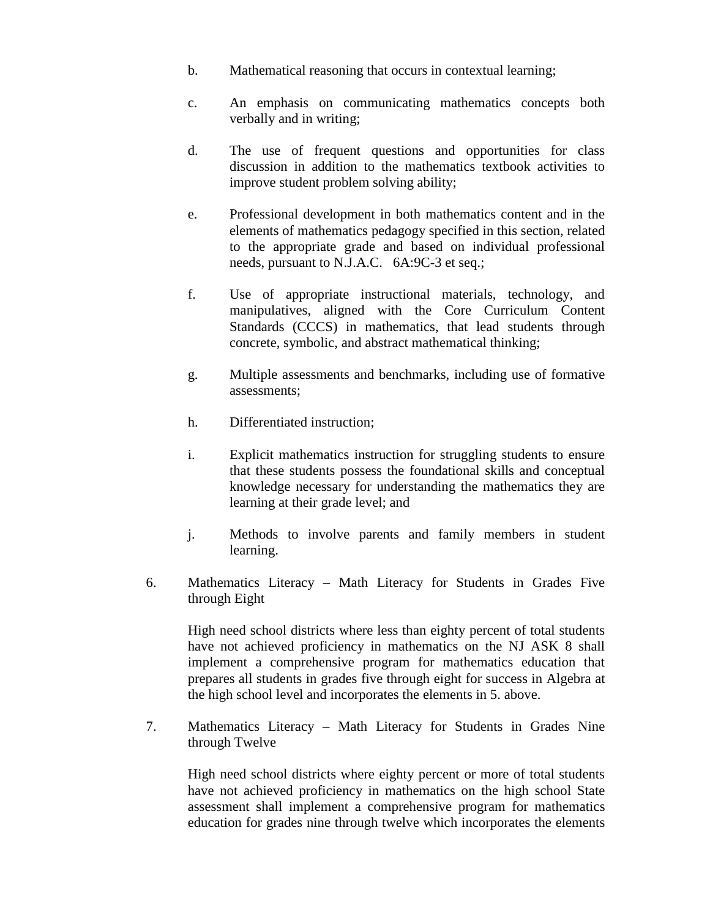b. Mathematical reasoning that occurs in contextual learning;

c. An emphasis on communicating mathematics concepts both verbally and in writing;

d. The use of frequent questions and opportunities for class discussion in addition to the mathematics textbook activities to improve student problem solving ability;

e. Professional development in both mathematics content and in the elements of mathematics pedagogy specified in this section, related to the appropriate grade and based on individual professional needs, pursuant to N.J.A.C. 6A:9C-3 et seq.;

f. Use of appropriate instructional materials, technology, and manipulatives, aligned with the Core Curriculum Content Standards (CCCS) in mathematics, that lead students through concrete, symbolic, and abstract mathematical thinking;

g. Multiple assessments and benchmarks, including use of formative assessments;

h. Differentiated instruction;

i. Explicit mathematics instruction for struggling students to ensure that these students possess the foundational skills and conceptual knowledge necessary for understanding the mathematics they are learning at their grade level; and

j. Methods to involve parents and family members in student learning.

6. Mathematics Literacy – Math Literacy for Students in Grades Five through Eight

   High need school districts where less than eighty percent of total students have not achieved proficiency in mathematics on the NJ ASK 8 shall implement a comprehensive program for mathematics education that prepares all students in grades five through eight for success in Algebra at the high school level and incorporates the elements in 5. above.

7. Mathematics Literacy – Math Literacy for Students in Grades Nine through Twelve

   High need school districts where eighty percent or more of total students have not achieved proficiency in mathematics on the high school State assessment shall implement a comprehensive program for mathematics education for grades nine through twelve which incorporates the elements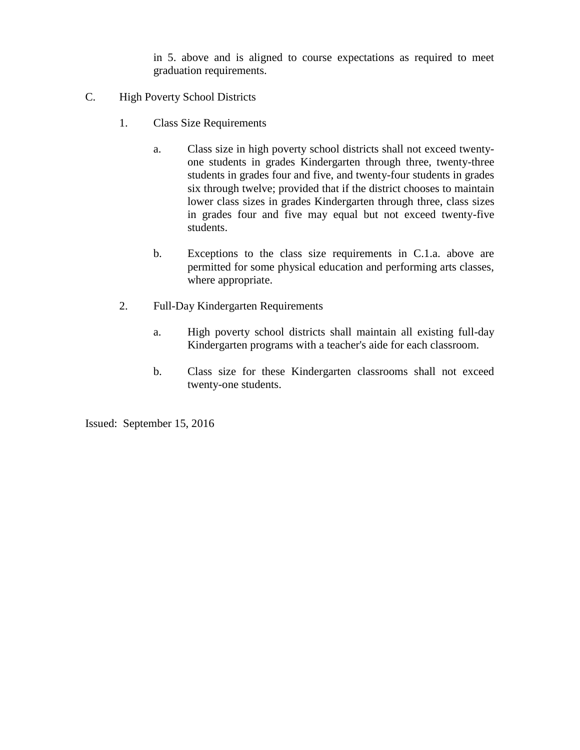in 5. above and is aligned to course expectations as required to meet graduation requirements.

C. High Poverty School Districts

1. Class Size Requirements

a. Class size in high poverty school districts shall not exceed twenty-one students in grades Kindergarten through three, twenty-three students in grades four and five, and twenty-four students in grades six through twelve; provided that if the district chooses to maintain lower class sizes in grades Kindergarten through three, class sizes in grades four and five may equal but not exceed twenty-five students.

b. Exceptions to the class size requirements in C.1.a. above are permitted for some physical education and performing arts classes, where appropriate.

2. Full-Day Kindergarten Requirements

a. High poverty school districts shall maintain all existing full-day Kindergarten programs with a teacher's aide for each classroom.

b. Class size for these Kindergarten classrooms shall not exceed twenty-one students.

Issued: September 15, 2016